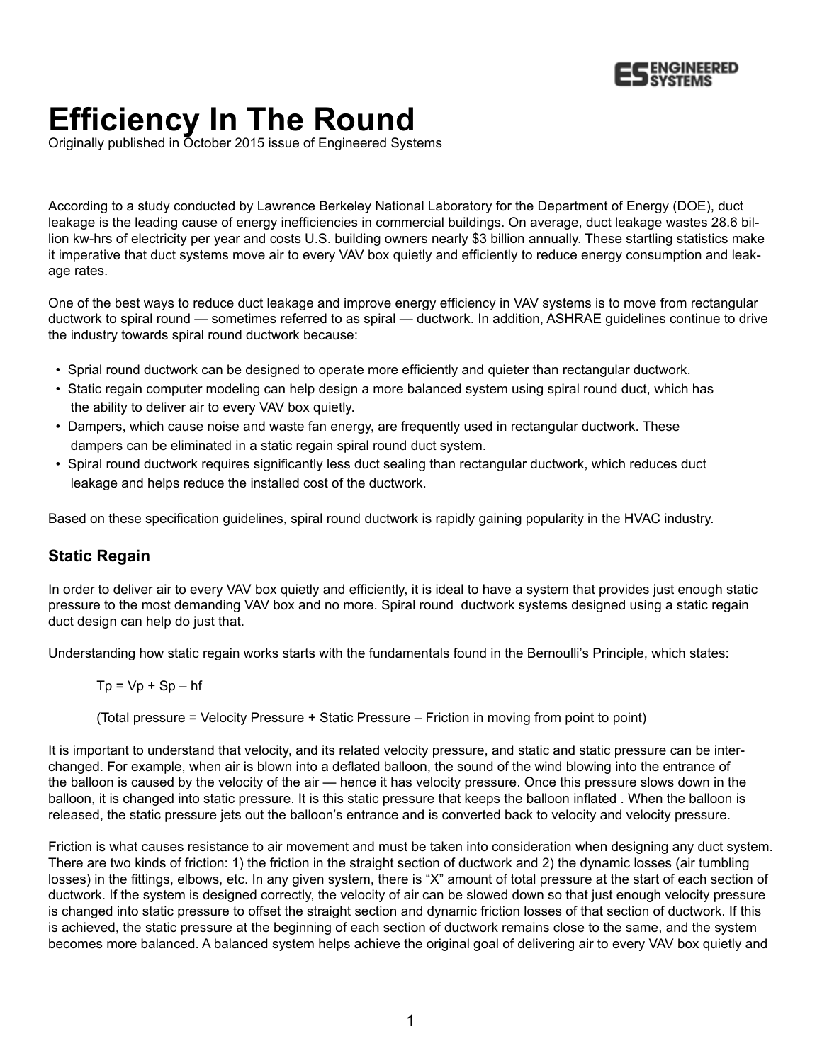# Efficiency In The Round

Originally published in October 2015 issue of Engineered Systems

According to a study conducted by Lawrence Berkeley National Laboratory for the Department of Energy (DOE), duct leakage is the leading cause of energy inefficiencies in commercial buildings. On average, duct leakage wastes 28.6 billion kw-hrs of electricity per year and costs U.S. building owners nearly $3 billion annually. These startling statistics make it imperative that duct systems move air to every VAV box quietly and efficiently to reduce energy consumption and leakage rates.

One of the best ways to reduce duct leakage and improve energy efficiency in VAV systems is to move from rectangular ductwork to spiral round — sometimes referred to as spiral — ductwork. In addition, ASHRAE guidelines continue to drive the industry towards spiral round ductwork because:

- Sprial round ductwork can be designed to operate more efficiently and quieter than rectangular ductwork.
- Static regain computer modeling can help design a more balanced system using spiral round duct, which has the ability to deliver air to every VAV box quietly.
- Dampers, which cause noise and waste fan energy, are frequently used in rectangular ductwork. These dampers can be eliminated in a static regain spiral round duct system.
- Spiral round ductwork requires significantly less duct sealing than rectangular ductwork, which reduces duct leakage and helps reduce the installed cost of the ductwork.

Based on these specification guidelines, spiral round ductwork is rapidly gaining popularity in the HVAC industry.

## Static Regain

In order to deliver air to every VAV box quietly and efficiently, it is ideal to have a system that provides just enough static pressure to the most demanding VAV box and no more. Spiral round ductwork systems designed using a static regain duct design can help do just that.

Understanding how static regain works starts with the fundamentals found in the Bernoulli's Principle, which states:

$$Tp = Vp + Sp - hf$$

(Total pressure = Velocity Pressure + Static Pressure – Friction in moving from point to point)

It is important to understand that velocity, and its related velocity pressure, and static and static pressure can be interchanged. For example, when air is blown into a deflated balloon, the sound of the wind blowing into the entrance of the balloon is caused by the velocity of the air — hence it has velocity pressure. Once this pressure slows down in the balloon, it is changed into static pressure. It is this static pressure that keeps the balloon inflated . When the balloon is released, the static pressure jets out the balloon's entrance and is converted back to velocity and velocity pressure.

Friction is what causes resistance to air movement and must be taken into consideration when designing any duct system. There are two kinds of friction: 1) the friction in the straight section of ductwork and 2) the dynamic losses (air tumbling losses) in the fittings, elbows, etc. In any given system, there is "X" amount of total pressure at the start of each section of ductwork. If the system is designed correctly, the velocity of air can be slowed down so that just enough velocity pressure is changed into static pressure to offset the straight section and dynamic friction losses of that section of ductwork. If this is achieved, the static pressure at the beginning of each section of ductwork remains close to the same, and the system becomes more balanced. A balanced system helps achieve the original goal of delivering air to every VAV box quietly and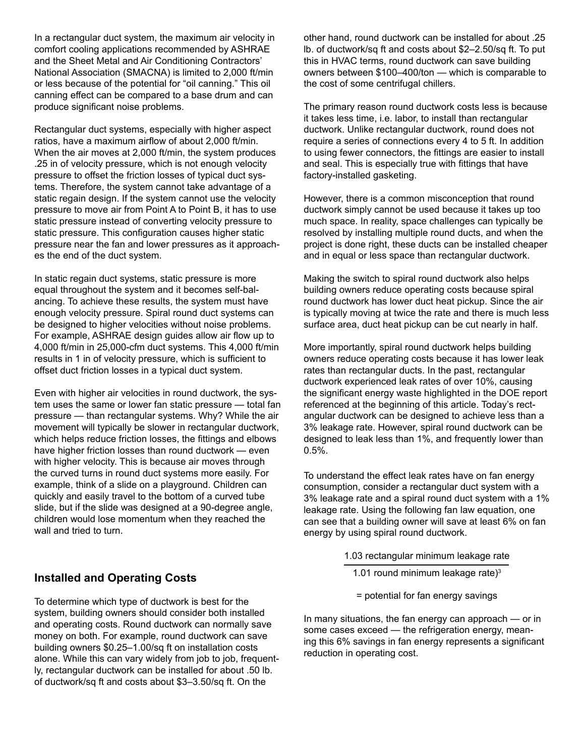In a rectangular duct system, the maximum air velocity in comfort cooling applications recommended by ASHRAE and the Sheet Metal and Air Conditioning Contractors' National Association (SMACNA) is limited to 2,000 ft/min or less because of the potential for "oil canning." This oil canning effect can be compared to a base drum and can produce significant noise problems.

Rectangular duct systems, especially with higher aspect ratios, have a maximum airflow of about 2,000 ft/min. When the air moves at 2,000 ft/min, the system produces .25 in of velocity pressure, which is not enough velocity pressure to offset the friction losses of typical duct systems. Therefore, the system cannot take advantage of a static regain design. If the system cannot use the velocity pressure to move air from Point A to Point B, it has to use static pressure instead of converting velocity pressure to static pressure. This configuration causes higher static pressure near the fan and lower pressures as it approaches the end of the duct system.

In static regain duct systems, static pressure is more equal throughout the system and it becomes self-balancing. To achieve these results, the system must have enough velocity pressure. Spiral round duct systems can be designed to higher velocities without noise problems. For example, ASHRAE design guides allow air flow up to 4,000 ft/min in 25,000-cfm duct systems. This 4,000 ft/min results in 1 in of velocity pressure, which is sufficient to offset duct friction losses in a typical duct system.

Even with higher air velocities in round ductwork, the system uses the same or lower fan static pressure — total fan pressure — than rectangular systems. Why? While the air movement will typically be slower in rectangular ductwork, which helps reduce friction losses, the fittings and elbows have higher friction losses than round ductwork — even with higher velocity. This is because air moves through the curved turns in round duct systems more easily. For example, think of a slide on a playground. Children can quickly and easily travel to the bottom of a curved tube slide, but if the slide was designed at a 90-degree angle, children would lose momentum when they reached the wall and tried to turn.

## Installed and Operating Costs

To determine which type of ductwork is best for the system, building owners should consider both installed and operating costs. Round ductwork can normally save money on both. For example, round ductwork can save building owners $0.25–1.00/sq ft on installation costs alone. While this can vary widely from job to job, frequently, rectangular ductwork can be installed for about .50 lb. of ductwork/sq ft and costs about $3–3.50/sq ft. On the other hand, round ductwork can be installed for about .25 lb. of ductwork/sq ft and costs about $2–2.50/sq ft. To put this in HVAC terms, round ductwork can save building owners between $100–400/ton — which is comparable to the cost of some centrifugal chillers.

The primary reason round ductwork costs less is because it takes less time, i.e. labor, to install than rectangular ductwork. Unlike rectangular ductwork, round does not require a series of connections every 4 to 5 ft. In addition to using fewer connectors, the fittings are easier to install and seal. This is especially true with fittings that have factory-installed gasketing.

However, there is a common misconception that round ductwork simply cannot be used because it takes up too much space. In reality, space challenges can typically be resolved by installing multiple round ducts, and when the project is done right, these ducts can be installed cheaper and in equal or less space than rectangular ductwork.

Making the switch to spiral round ductwork also helps building owners reduce operating costs because spiral round ductwork has lower duct heat pickup. Since the air is typically moving at twice the rate and there is much less surface area, duct heat pickup can be cut nearly in half.

More importantly, spiral round ductwork helps building owners reduce operating costs because it has lower leak rates than rectangular ducts. In the past, rectangular ductwork experienced leak rates of over 10%, causing the significant energy waste highlighted in the DOE report referenced at the beginning of this article. Today's rectangular ductwork can be designed to achieve less than a 3% leakage rate. However, spiral round ductwork can be designed to leak less than 1%, and frequently lower than 0.5%.

To understand the effect leak rates have on fan energy consumption, consider a rectangular duct system with a 3% leakage rate and a spiral round duct system with a 1% leakage rate. Using the following fan law equation, one can see that a building owner will save at least 6% on fan energy by using spiral round ductwork.

$$\left(\frac{1.03 \text{ rectangular minimum leakage rate}}{1.01 \text{ round minimum leakage rate}}\right)^3 = \text{potential for fan energy savings}$$

In many situations, the fan energy can approach — or in some cases exceed — the refrigeration energy, meaning this 6% savings in fan energy represents a significant reduction in operating cost.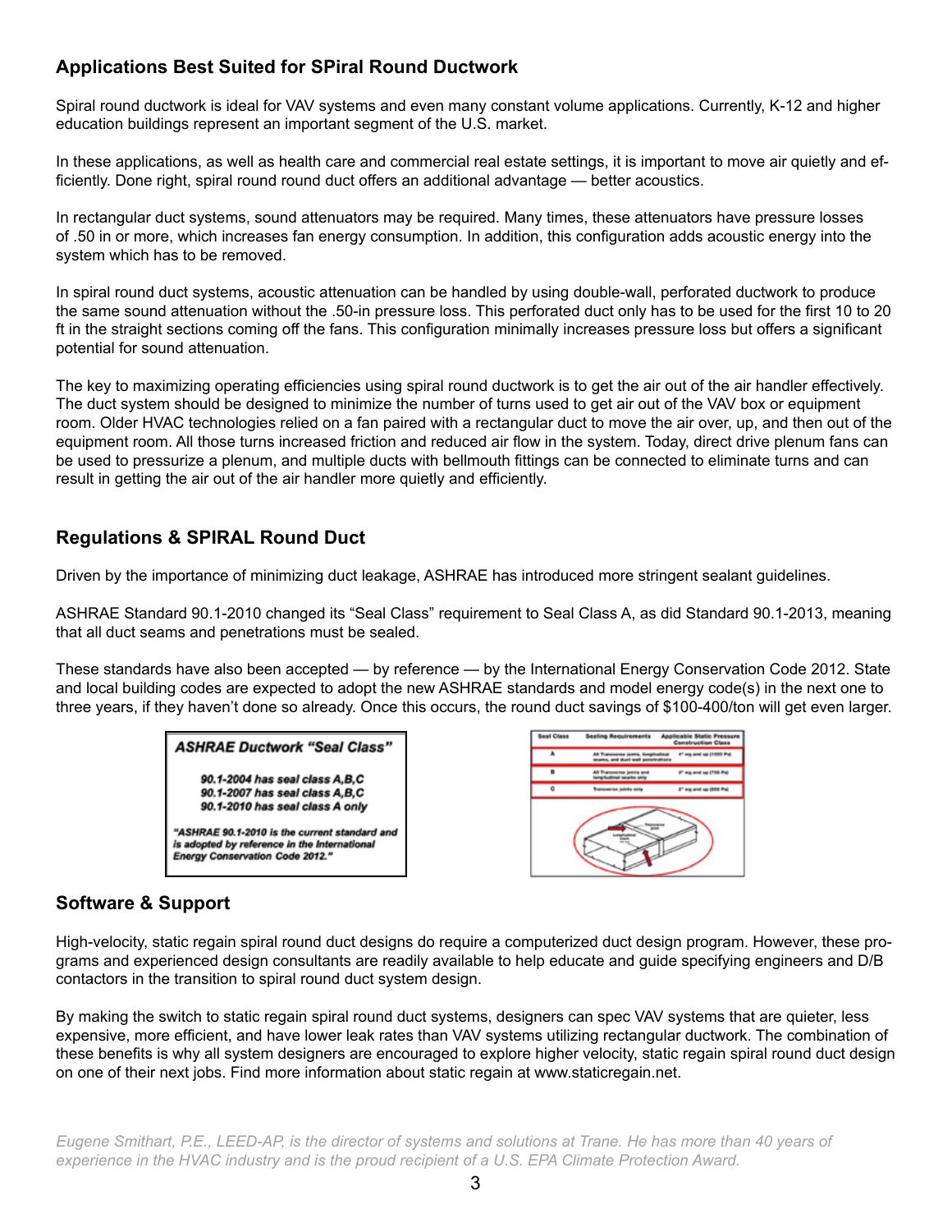## Applications Best Suited for SPiral Round Ductwork

Spiral round ductwork is ideal for VAV systems and even many constant volume applications. Currently, K-12 and higher education buildings represent an important segment of the U.S. market.

In these applications, as well as health care and commercial real estate settings, it is important to move air quietly and efficiently. Done right, spiral round round duct offers an additional advantage — better acoustics.

In rectangular duct systems, sound attenuators may be required. Many times, these attenuators have pressure losses of .50 in or more, which increases fan energy consumption. In addition, this configuration adds acoustic energy into the system which has to be removed.

In spiral round duct systems, acoustic attenuation can be handled by using double-wall, perforated ductwork to produce the same sound attenuation without the .50-in pressure loss. This perforated duct only has to be used for the first 10 to 20 ft in the straight sections coming off the fans. This configuration minimally increases pressure loss but offers a significant potential for sound attenuation.

The key to maximizing operating efficiencies using spiral round ductwork is to get the air out of the air handler effectively. The duct system should be designed to minimize the number of turns used to get air out of the VAV box or equipment room. Older HVAC technologies relied on a fan paired with a rectangular duct to move the air over, up, and then out of the equipment room. All those turns increased friction and reduced air flow in the system. Today, direct drive plenum fans can be used to pressurize a plenum, and multiple ducts with bellmouth fittings can be connected to eliminate turns and can result in getting the air out of the air handler more quietly and efficiently.

## Regulations & SPIRAL Round Duct

Driven by the importance of minimizing duct leakage, ASHRAE has introduced more stringent sealant guidelines.

ASHRAE Standard 90.1-2010 changed its "Seal Class" requirement to Seal Class A, as did Standard 90.1-2013, meaning that all duct seams and penetrations must be sealed.

These standards have also been accepted — by reference — by the International Energy Conservation Code 2012. State and local building codes are expected to adopt the new ASHRAE standards and model energy code(s) in the next one to three years, if they haven't done so already. Once this occurs, the round duct savings of $100-400/ton will get even larger.

***ASHRAE Ductwork "Seal Class"***

***90.1-2004 has seal class A,B,C***
***90.1-2007 has seal class A,B,C***
***90.1-2010 has seal class A only***

***"ASHRAE 90.1-2010 is the current standard and is adopted by reference in the International Energy Conservation Code 2012."***

| Seal Class | Sealing Requirements | Applicable Static Pressure Construction Class |
|---|---|---|
| A | All Transverse joints, longitudinal seams, and duct wall penetrations | 4" wg and up (1000 Pa) |
| B | All Transverse joints and longitudinal seams only | 3" wg and up (750 Pa) |
| C | Transverse joints only | 2" wg and up (500 Pa) |

## Software & Support

High-velocity, static regain spiral round duct designs do require a computerized duct design program. However, these programs and experienced design consultants are readily available to help educate and guide specifying engineers and D/B contactors in the transition to spiral round duct system design.

By making the switch to static regain spiral round duct systems, designers can spec VAV systems that are quieter, less expensive, more efficient, and have lower leak rates than VAV systems utilizing rectangular ductwork. The combination of these benefits is why all system designers are encouraged to explore higher velocity, static regain spiral round duct design on one of their next jobs. Find more information about static regain at www.staticregain.net.

*Eugene Smithart, P.E., LEED-AP, is the director of systems and solutions at Trane. He has more than 40 years of experience in the HVAC industry and is the proud recipient of a U.S. EPA Climate Protection Award.*